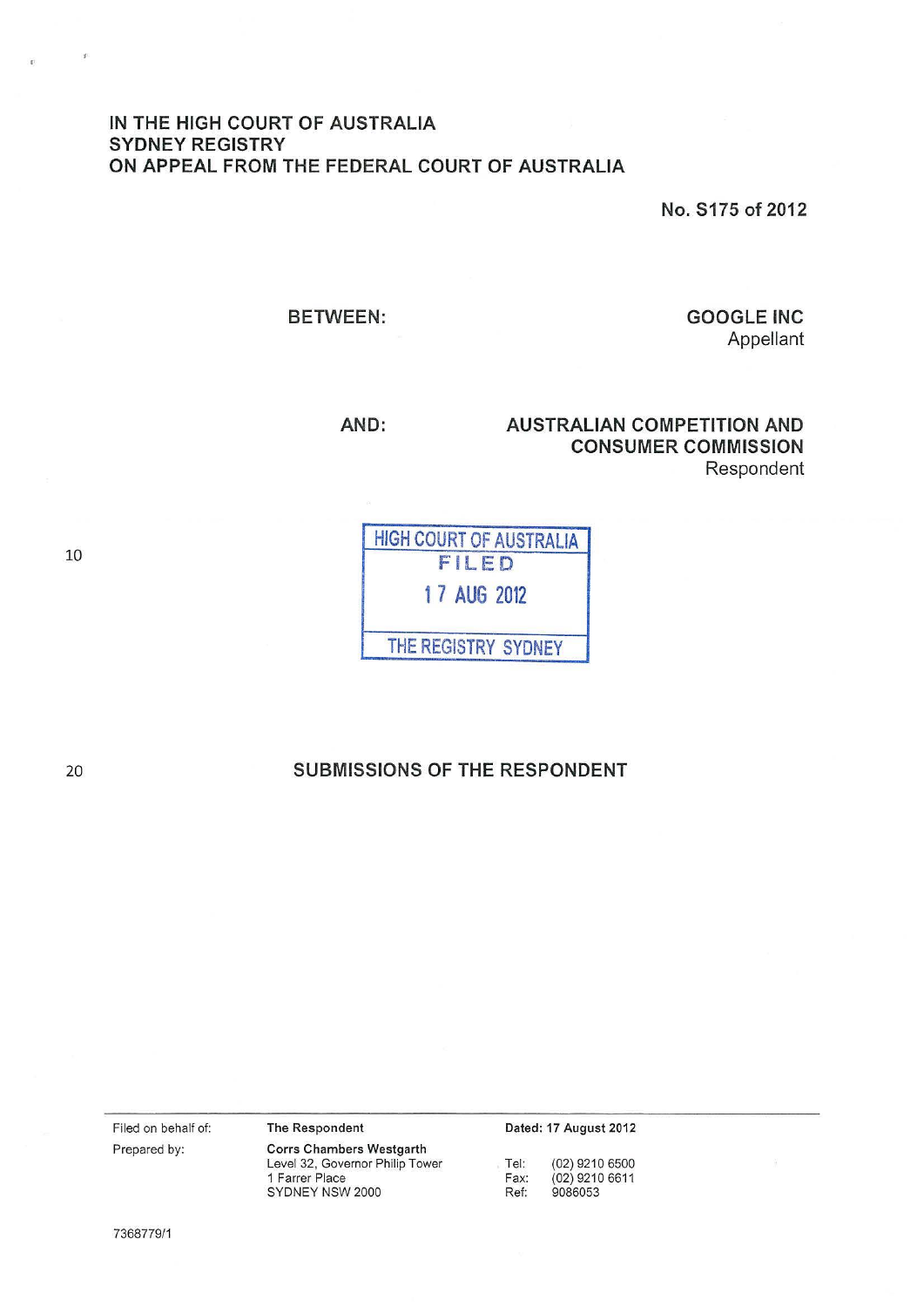**IN THE HIGH COURT OF AUSTRALIA**
**SYDNEY REGISTRY**
**ON APPEAL FROM THE FEDERAL COURT OF AUSTRALIA**

**No. S175 of 2012**

**BETWEEN:**

**GOOGLE INC**
Appellant

**AND:**

**AUSTRALIAN COMPETITION AND CONSUMER COMMISSION**
Respondent

HIGH COURT OF AUSTRALIA
FILED
17 AUG 2012
THE REGISTRY SYDNEY

## SUBMISSIONS OF THE RESPONDENT

| | | | |
|---|---|---|---|
| Filed on behalf of: | **The Respondent** | **Dated: 17 August 2012** | |
| Prepared by: | **Corrs Chambers Westgarth**<br>Level 32, Governor Philip Tower<br>1 Farrer Place<br>SYDNEY NSW 2000 | Tel:<br>Fax:<br>Ref: | (02) 9210 6500<br>(02) 9210 6611<br>9086053 |

7368779/1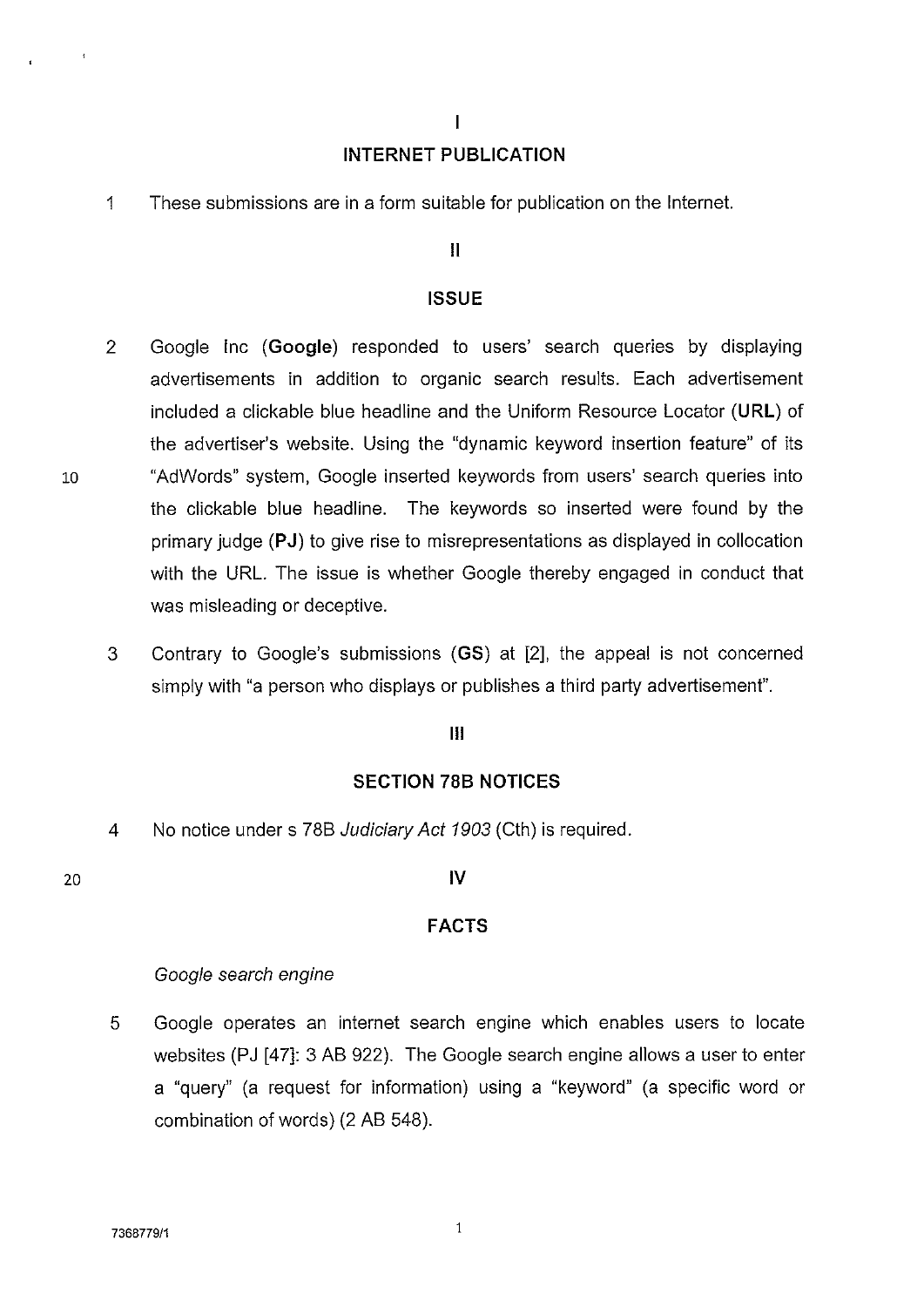## I

## INTERNET PUBLICATION

1 These submissions are in a form suitable for publication on the Internet.

## II

## ISSUE

2 Google Inc (**Google**) responded to users' search queries by displaying advertisements in addition to organic search results. Each advertisement included a clickable blue headline and the Uniform Resource Locator (**URL**) of the advertiser's website. Using the "dynamic keyword insertion feature" of its "AdWords" system, Google inserted keywords from users' search queries into the clickable blue headline. The keywords so inserted were found by the primary judge (**PJ**) to give rise to misrepresentations as displayed in collocation with the URL. The issue is whether Google thereby engaged in conduct that was misleading or deceptive.

3 Contrary to Google's submissions (**GS**) at [2], the appeal is not concerned simply with "a person who displays or publishes a third party advertisement".

## III

## SECTION 78B NOTICES

4 No notice under s 78B *Judiciary Act 1903* (Cth) is required.

## IV

## FACTS

*Google search engine*

5 Google operates an internet search engine which enables users to locate websites (PJ [47]: 3 AB 922). The Google search engine allows a user to enter a "query" (a request for information) using a "keyword" (a specific word or combination of words) (2 AB 548).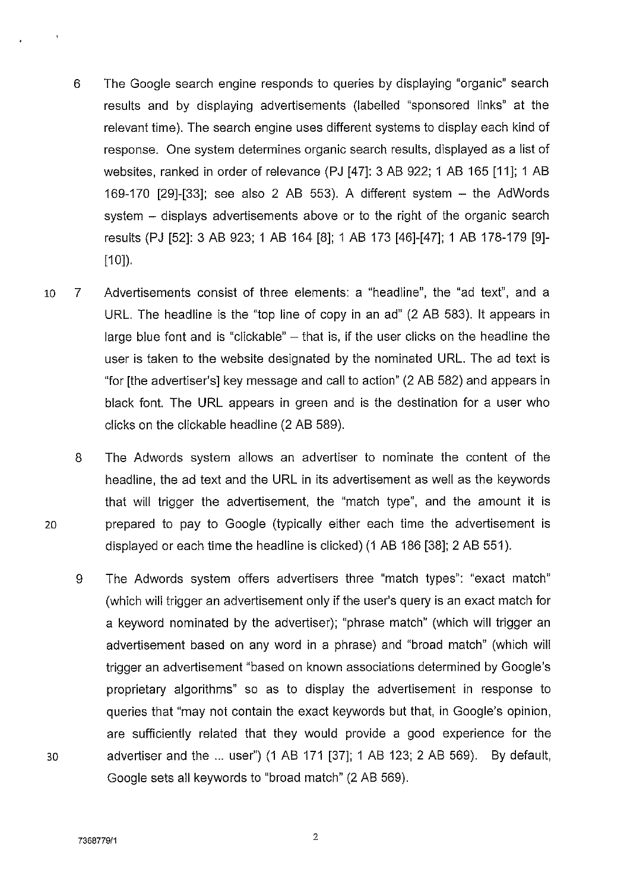6 The Google search engine responds to queries by displaying "organic" search results and by displaying advertisements (labelled "sponsored links" at the relevant time). The search engine uses different systems to display each kind of response. One system determines organic search results, displayed as a list of websites, ranked in order of relevance (PJ [47]: 3 AB 922; 1 AB 165 [11]; 1 AB 169-170 [29]-[33]; see also 2 AB 553). A different system – the AdWords system – displays advertisements above or to the right of the organic search results (PJ [52]: 3 AB 923; 1 AB 164 [8]; 1 AB 173 [46]-[47]; 1 AB 178-179 [9]-[10]).

7 Advertisements consist of three elements: a "headline", the "ad text", and a URL. The headline is the "top line of copy in an ad" (2 AB 583). It appears in large blue font and is "clickable" – that is, if the user clicks on the headline the user is taken to the website designated by the nominated URL. The ad text is "for [the advertiser's] key message and call to action" (2 AB 582) and appears in black font. The URL appears in green and is the destination for a user who clicks on the clickable headline (2 AB 589).

8 The Adwords system allows an advertiser to nominate the content of the headline, the ad text and the URL in its advertisement as well as the keywords that will trigger the advertisement, the "match type", and the amount it is prepared to pay to Google (typically either each time the advertisement is displayed or each time the headline is clicked) (1 AB 186 [38]; 2 AB 551).

9 The Adwords system offers advertisers three "match types": "exact match" (which will trigger an advertisement only if the user's query is an exact match for a keyword nominated by the advertiser); "phrase match" (which will trigger an advertisement based on any word in a phrase) and "broad match" (which will trigger an advertisement "based on known associations determined by Google's proprietary algorithms" so as to display the advertisement in response to queries that "may not contain the exact keywords but that, in Google's opinion, are sufficiently related that they would provide a good experience for the advertiser and the ... user") (1 AB 171 [37]; 1 AB 123; 2 AB 569). By default, Google sets all keywords to "broad match" (2 AB 569).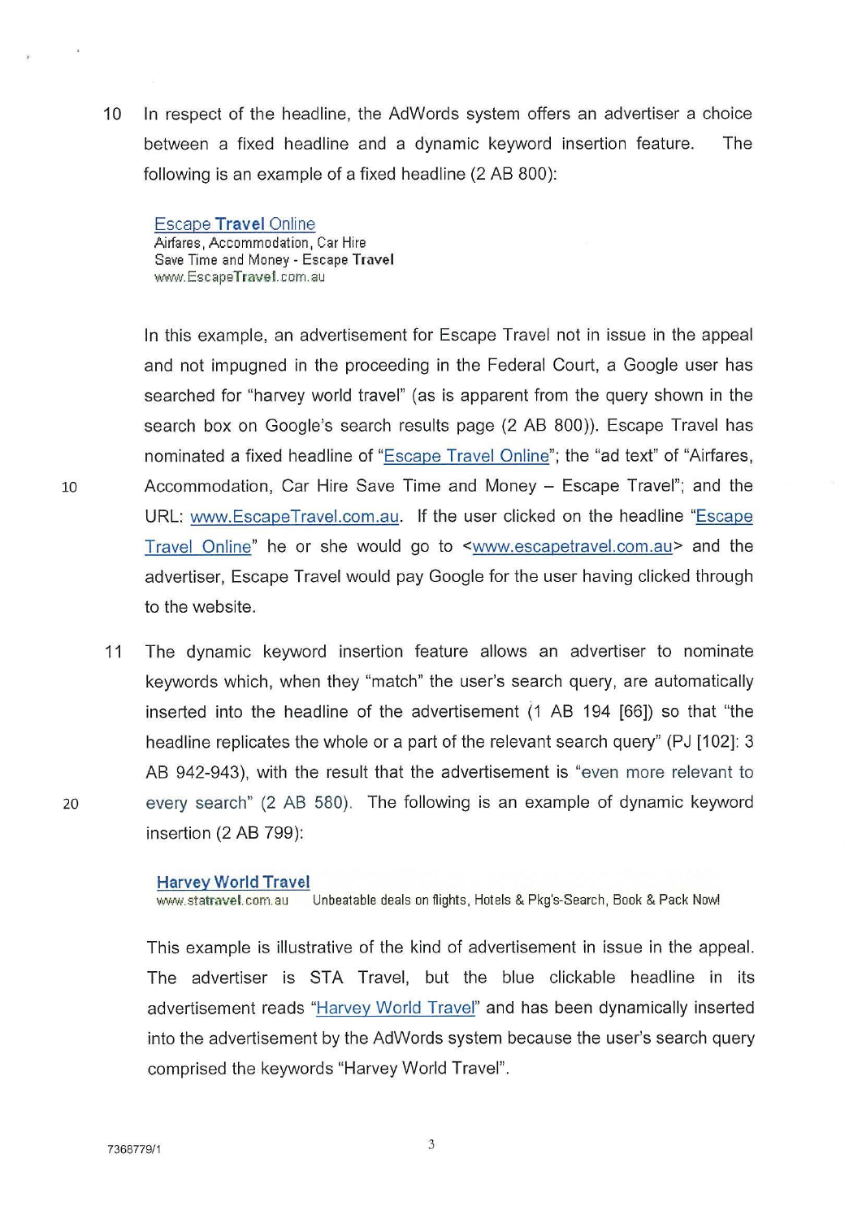10 In respect of the headline, the AdWords system offers an advertiser a choice between a fixed headline and a dynamic keyword insertion feature. The following is an example of a fixed headline (2 AB 800):

> Escape **Travel** Online
> Airfares, Accommodation, Car Hire
> Save Time and Money - Escape **Travel**
> www.Escape**Travel**.com.au

In this example, an advertisement for Escape Travel not in issue in the appeal and not impugned in the proceeding in the Federal Court, a Google user has searched for "harvey world travel" (as is apparent from the query shown in the search box on Google's search results page (2 AB 800)). Escape Travel has nominated a fixed headline of "Escape Travel Online"; the "ad text" of "Airfares, Accommodation, Car Hire Save Time and Money – Escape Travel"; and the URL: www.EscapeTravel.com.au. If the user clicked on the headline "Escape Travel Online" he or she would go to <www.escapetravel.com.au> and the advertiser, Escape Travel would pay Google for the user having clicked through to the website.

11 The dynamic keyword insertion feature allows an advertiser to nominate keywords which, when they "match" the user's search query, are automatically inserted into the headline of the advertisement (1 AB 194 [66]) so that "the headline replicates the whole or a part of the relevant search query" (PJ [102]: 3 AB 942-943), with the result that the advertisement is "even more relevant to every search" (2 AB 580). The following is an example of dynamic keyword insertion (2 AB 799):

> **Harvey World Travel**
> www.sta**travel**.com.au Unbeatable deals on flights, Hotels & Pkg's-Search, Book & Pack Now!

This example is illustrative of the kind of advertisement in issue in the appeal. The advertiser is STA Travel, but the blue clickable headline in its advertisement reads "Harvey World Travel" and has been dynamically inserted into the advertisement by the AdWords system because the user's search query comprised the keywords "Harvey World Travel".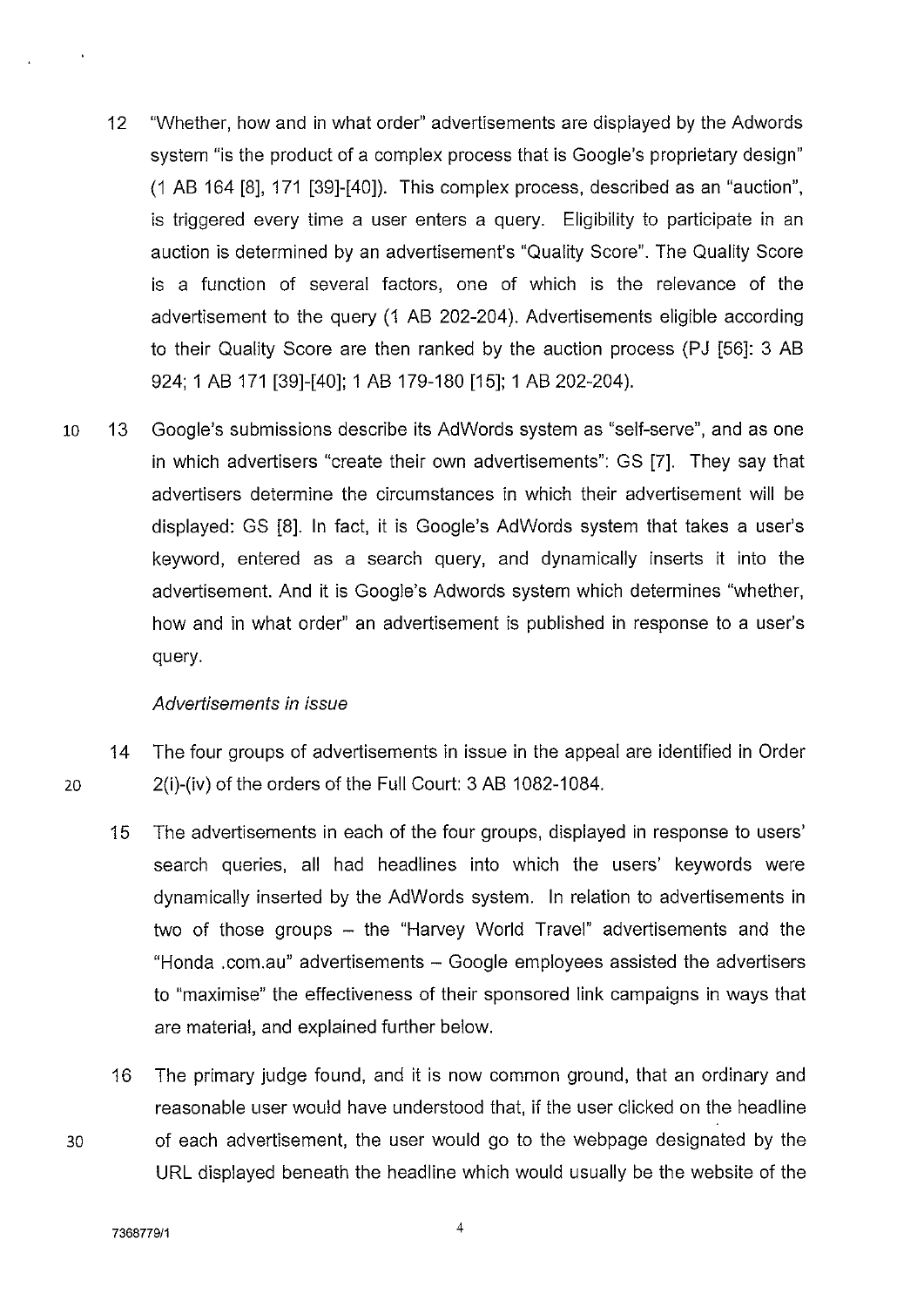12 "Whether, how and in what order" advertisements are displayed by the Adwords system "is the product of a complex process that is Google's proprietary design" (1 AB 164 [8], 171 [39]-[40]). This complex process, described as an "auction", is triggered every time a user enters a query. Eligibility to participate in an auction is determined by an advertisement's "Quality Score". The Quality Score is a function of several factors, one of which is the relevance of the advertisement to the query (1 AB 202-204). Advertisements eligible according to their Quality Score are then ranked by the auction process (PJ [56]: 3 AB 924; 1 AB 171 [39]-[40]; 1 AB 179-180 [15]; 1 AB 202-204).

13 Google's submissions describe its AdWords system as "self-serve", and as one in which advertisers "create their own advertisements": GS [7]. They say that advertisers determine the circumstances in which their advertisement will be displayed: GS [8]. In fact, it is Google's AdWords system that takes a user's keyword, entered as a search query, and dynamically inserts it into the advertisement. And it is Google's Adwords system which determines "whether, how and in what order" an advertisement is published in response to a user's query.

*Advertisements in issue*

14 The four groups of advertisements in issue in the appeal are identified in Order 2(i)-(iv) of the orders of the Full Court: 3 AB 1082-1084.

15 The advertisements in each of the four groups, displayed in response to users' search queries, all had headlines into which the users' keywords were dynamically inserted by the AdWords system. In relation to advertisements in two of those groups – the "Harvey World Travel" advertisements and the "Honda .com.au" advertisements – Google employees assisted the advertisers to "maximise" the effectiveness of their sponsored link campaigns in ways that are material, and explained further below.

16 The primary judge found, and it is now common ground, that an ordinary and reasonable user would have understood that, if the user clicked on the headline of each advertisement, the user would go to the webpage designated by the URL displayed beneath the headline which would usually be the website of the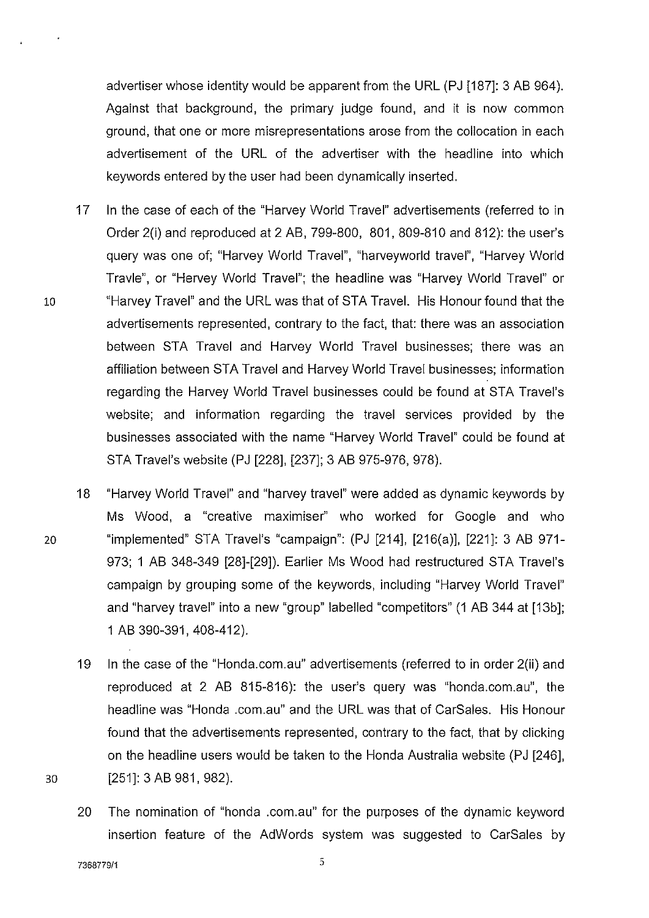advertiser whose identity would be apparent from the URL (PJ [187]: 3 AB 964). Against that background, the primary judge found, and it is now common ground, that one or more misrepresentations arose from the collocation in each advertisement of the URL of the advertiser with the headline into which keywords entered by the user had been dynamically inserted.

17 In the case of each of the "Harvey World Travel" advertisements (referred to in Order 2(i) and reproduced at 2 AB, 799-800, 801, 809-810 and 812): the user's query was one of; "Harvey World Travel", "harveyworld travel", "Harvey World Travle", or "Hervey World Travel"; the headline was "Harvey World Travel" or "Harvey Travel" and the URL was that of STA Travel. His Honour found that the advertisements represented, contrary to the fact, that: there was an association between STA Travel and Harvey World Travel businesses; there was an affiliation between STA Travel and Harvey World Travel businesses; information regarding the Harvey World Travel businesses could be found at STA Travel's website; and information regarding the travel services provided by the businesses associated with the name "Harvey World Travel" could be found at STA Travel's website (PJ [228], [237]; 3 AB 975-976, 978).

18 "Harvey World Travel" and "harvey travel" were added as dynamic keywords by Ms Wood, a "creative maximiser" who worked for Google and who "implemented" STA Travel's "campaign": (PJ [214], [216(a)], [221]: 3 AB 971-973; 1 AB 348-349 [28]-[29]). Earlier Ms Wood had restructured STA Travel's campaign by grouping some of the keywords, including "Harvey World Travel" and "harvey travel" into a new "group" labelled "competitors" (1 AB 344 at [13b]; 1 AB 390-391, 408-412).

19 In the case of the "Honda.com.au" advertisements (referred to in order 2(ii) and reproduced at 2 AB 815-816): the user's query was "honda.com.au", the headline was "Honda .com.au" and the URL was that of CarSales. His Honour found that the advertisements represented, contrary to the fact, that by clicking on the headline users would be taken to the Honda Australia website (PJ [246], [251]: 3 AB 981, 982).

20 The nomination of "honda .com.au" for the purposes of the dynamic keyword insertion feature of the AdWords system was suggested to CarSales by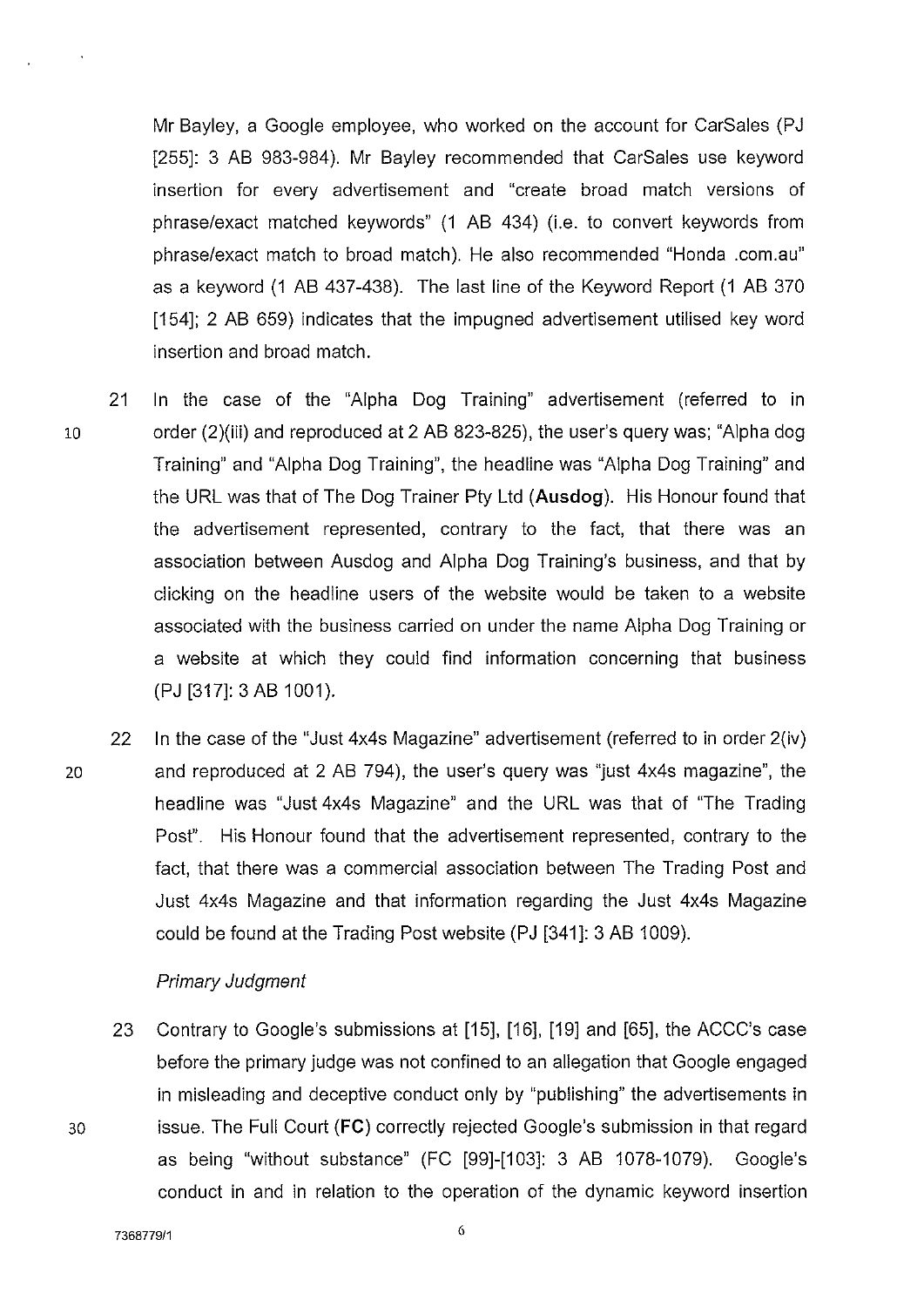Mr Bayley, a Google employee, who worked on the account for CarSales (PJ [255]: 3 AB 983-984). Mr Bayley recommended that CarSales use keyword insertion for every advertisement and "create broad match versions of phrase/exact matched keywords" (1 AB 434) (i.e. to convert keywords from phrase/exact match to broad match). He also recommended "Honda .com.au" as a keyword (1 AB 437-438). The last line of the Keyword Report (1 AB 370 [154]; 2 AB 659) indicates that the impugned advertisement utilised key word insertion and broad match.

21 In the case of the "Alpha Dog Training" advertisement (referred to in order (2)(iii) and reproduced at 2 AB 823-825), the user's query was; "Alpha dog Training" and "Alpha Dog Training", the headline was "Alpha Dog Training" and the URL was that of The Dog Trainer Pty Ltd (**Ausdog**). His Honour found that the advertisement represented, contrary to the fact, that there was an association between Ausdog and Alpha Dog Training's business, and that by clicking on the headline users of the website would be taken to a website associated with the business carried on under the name Alpha Dog Training or a website at which they could find information concerning that business (PJ [317]: 3 AB 1001).

22 In the case of the "Just 4x4s Magazine" advertisement (referred to in order 2(iv) and reproduced at 2 AB 794), the user's query was "just 4x4s magazine", the headline was "Just 4x4s Magazine" and the URL was that of "The Trading Post". His Honour found that the advertisement represented, contrary to the fact, that there was a commercial association between The Trading Post and Just 4x4s Magazine and that information regarding the Just 4x4s Magazine could be found at the Trading Post website (PJ [341]: 3 AB 1009).

*Primary Judgment*

23 Contrary to Google's submissions at [15], [16], [19] and [65], the ACCC's case before the primary judge was not confined to an allegation that Google engaged in misleading and deceptive conduct only by "publishing" the advertisements in issue. The Full Court (**FC**) correctly rejected Google's submission in that regard as being "without substance" (FC [99]-[103]: 3 AB 1078-1079). Google's conduct in and in relation to the operation of the dynamic keyword insertion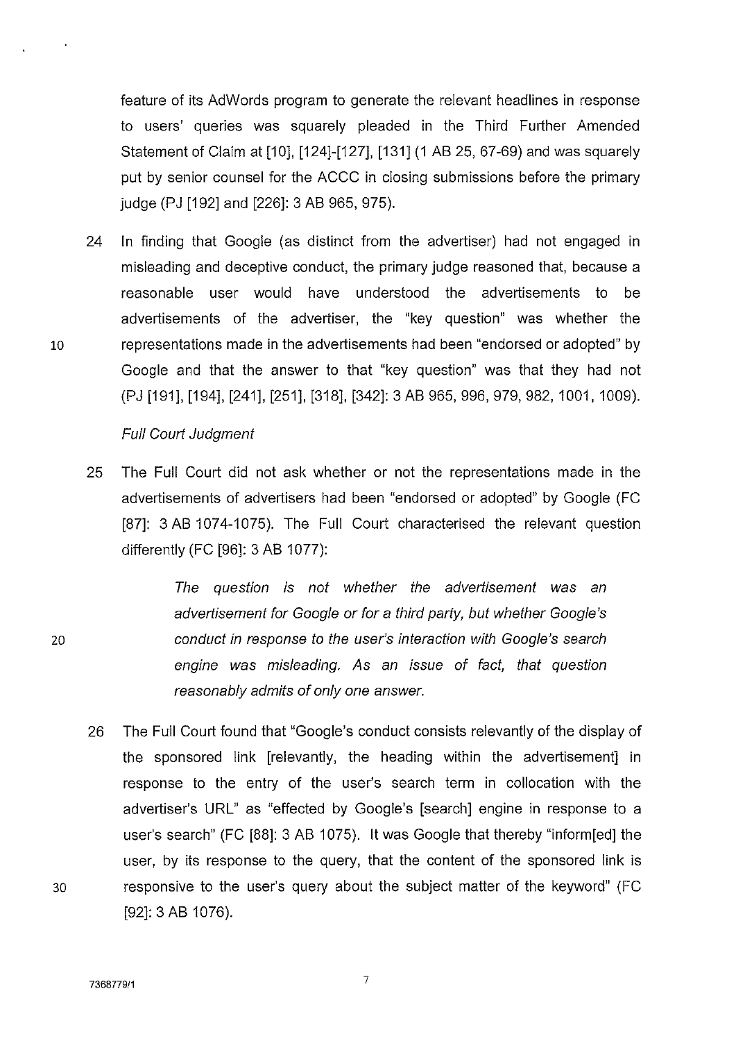feature of its AdWords program to generate the relevant headlines in response to users' queries was squarely pleaded in the Third Further Amended Statement of Claim at [10], [124]-[127], [131] (1 AB 25, 67-69) and was squarely put by senior counsel for the ACCC in closing submissions before the primary judge (PJ [192] and [226]: 3 AB 965, 975).

24 In finding that Google (as distinct from the advertiser) had not engaged in misleading and deceptive conduct, the primary judge reasoned that, because a reasonable user would have understood the advertisements to be advertisements of the advertiser, the "key question" was whether the representations made in the advertisements had been "endorsed or adopted" by Google and that the answer to that "key question" was that they had not (PJ [191], [194], [241], [251], [318], [342]: 3 AB 965, 996, 979, 982, 1001, 1009).

*Full Court Judgment*

25 The Full Court did not ask whether or not the representations made in the advertisements of advertisers had been "endorsed or adopted" by Google (FC [87]: 3 AB 1074-1075). The Full Court characterised the relevant question differently (FC [96]: 3 AB 1077):

> *The question is not whether the advertisement was an advertisement for Google or for a third party, but whether Google's conduct in response to the user's interaction with Google's search engine was misleading. As an issue of fact, that question reasonably admits of only one answer.*

26 The Full Court found that "Google's conduct consists relevantly of the display of the sponsored link [relevantly, the heading within the advertisement] in response to the entry of the user's search term in collocation with the advertiser's URL" as "effected by Google's [search] engine in response to a user's search" (FC [88]: 3 AB 1075). It was Google that thereby "inform[ed] the user, by its response to the query, that the content of the sponsored link is responsive to the user's query about the subject matter of the keyword" (FC [92]: 3 AB 1076).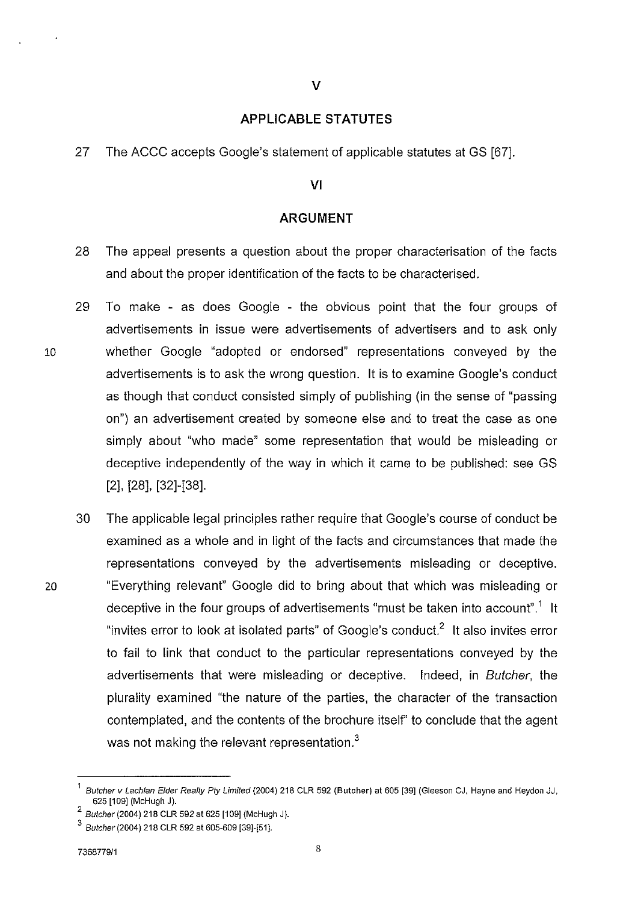## V

## APPLICABLE STATUTES

27 The ACCC accepts Google's statement of applicable statutes at GS [67].

## VI

## ARGUMENT

28 The appeal presents a question about the proper characterisation of the facts and about the proper identification of the facts to be characterised.

29 To make - as does Google - the obvious point that the four groups of advertisements in issue were advertisements of advertisers and to ask only whether Google "adopted or endorsed" representations conveyed by the advertisements is to ask the wrong question. It is to examine Google's conduct as though that conduct consisted simply of publishing (in the sense of "passing on") an advertisement created by someone else and to treat the case as one simply about "who made" some representation that would be misleading or deceptive independently of the way in which it came to be published: see GS [2], [28], [32]-[38].

30 The applicable legal principles rather require that Google's course of conduct be examined as a whole and in light of the facts and circumstances that made the representations conveyed by the advertisements misleading or deceptive. "Everything relevant" Google did to bring about that which was misleading or deceptive in the four groups of advertisements "must be taken into account".[1] It "invites error to look at isolated parts" of Google's conduct.[2] It also invites error to fail to link that conduct to the particular representations conveyed by the advertisements that were misleading or deceptive. Indeed, in *Butcher*, the plurality examined "the nature of the parties, the character of the transaction contemplated, and the contents of the brochure itself" to conclude that the agent was not making the relevant representation.[3]

---

[1] *Butcher v Lachlan Elder Realty Pty Limited* (2004) 218 CLR 592 (**Butcher**) at 605 [39] (Gleeson CJ, Hayne and Heydon JJ, 625 [109] (McHugh J).

[2] *Butcher* (2004) 218 CLR 592 at 625 [109] (McHugh J).

[3] *Butcher* (2004) 218 CLR 592 at 605-609 [39]-[51].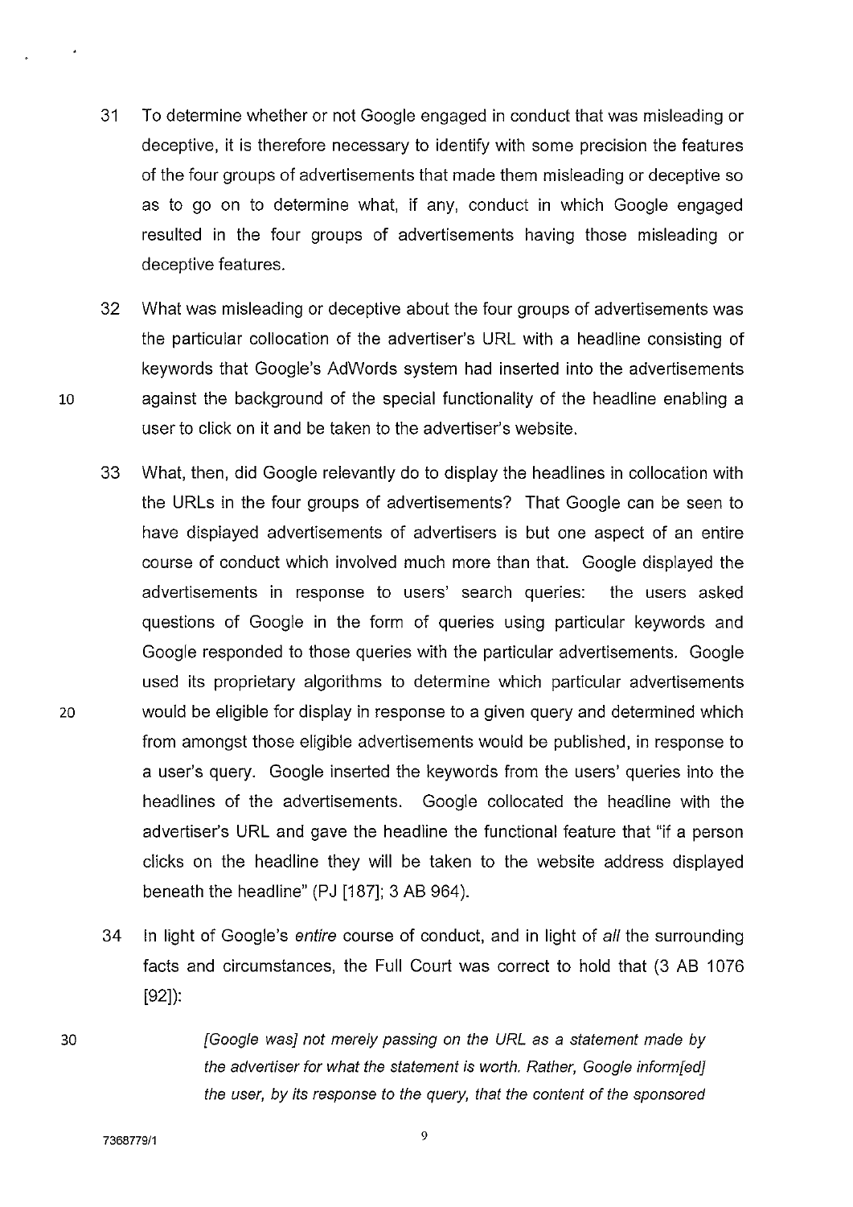31 To determine whether or not Google engaged in conduct that was misleading or deceptive, it is therefore necessary to identify with some precision the features of the four groups of advertisements that made them misleading or deceptive so as to go on to determine what, if any, conduct in which Google engaged resulted in the four groups of advertisements having those misleading or deceptive features.

32 What was misleading or deceptive about the four groups of advertisements was the particular collocation of the advertiser's URL with a headline consisting of keywords that Google's AdWords system had inserted into the advertisements against the background of the special functionality of the headline enabling a user to click on it and be taken to the advertiser's website.

33 What, then, did Google relevantly do to display the headlines in collocation with the URLs in the four groups of advertisements? That Google can be seen to have displayed advertisements of advertisers is but one aspect of an entire course of conduct which involved much more than that. Google displayed the advertisements in response to users' search queries: the users asked questions of Google in the form of queries using particular keywords and Google responded to those queries with the particular advertisements. Google used its proprietary algorithms to determine which particular advertisements would be eligible for display in response to a given query and determined which from amongst those eligible advertisements would be published, in response to a user's query. Google inserted the keywords from the users' queries into the headlines of the advertisements. Google collocated the headline with the advertiser's URL and gave the headline the functional feature that "if a person clicks on the headline they will be taken to the website address displayed beneath the headline" (PJ [187]; 3 AB 964).

34 In light of Google's *entire* course of conduct, and in light of *all* the surrounding facts and circumstances, the Full Court was correct to hold that (3 AB 1076 [92]):

> *[Google was] not merely passing on the URL as a statement made by the advertiser for what the statement is worth. Rather, Google inform[ed] the user, by its response to the query, that the content of the sponsored*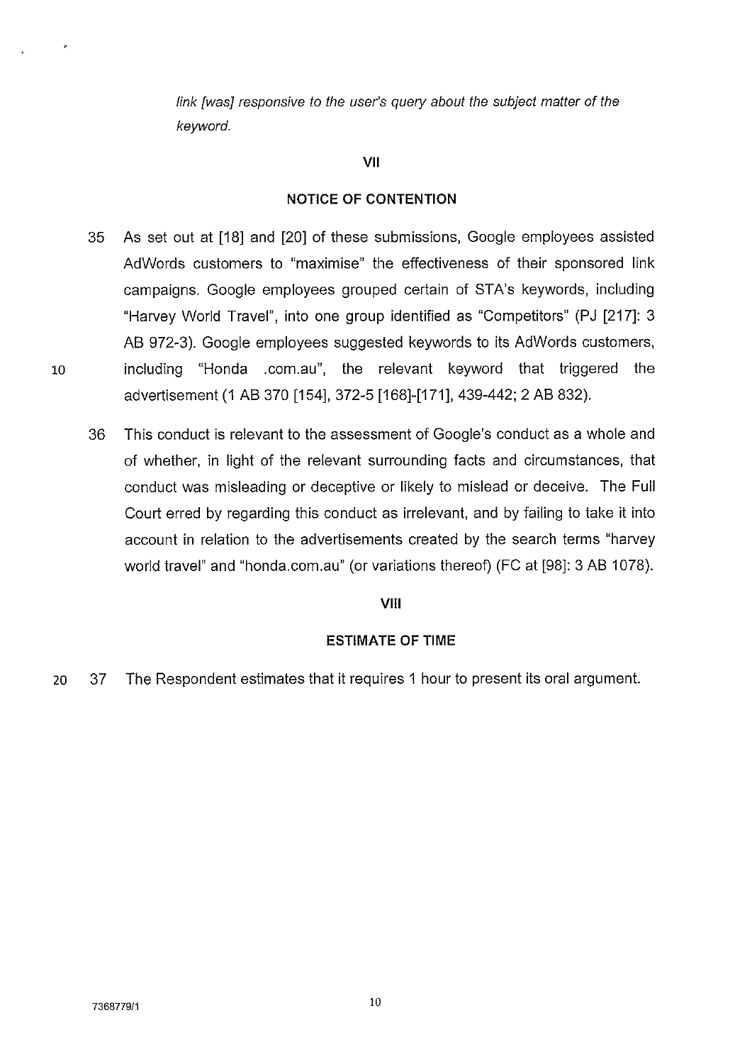*link [was] responsive to the user's query about the subject matter of the keyword.*

## VII

## NOTICE OF CONTENTION

35 As set out at [18] and [20] of these submissions, Google employees assisted AdWords customers to "maximise" the effectiveness of their sponsored link campaigns. Google employees grouped certain of STA's keywords, including "Harvey World Travel", into one group identified as "Competitors" (PJ [217]: 3 AB 972-3). Google employees suggested keywords to its AdWords customers, including "Honda .com.au", the relevant keyword that triggered the advertisement (1 AB 370 [154], 372-5 [168]-[171], 439-442; 2 AB 832).

36 This conduct is relevant to the assessment of Google's conduct as a whole and of whether, in light of the relevant surrounding facts and circumstances, that conduct was misleading or deceptive or likely to mislead or deceive. The Full Court erred by regarding this conduct as irrelevant, and by failing to take it into account in relation to the advertisements created by the search terms "harvey world travel" and "honda.com.au" (or variations thereof) (FC at [98]: 3 AB 1078).

## VIII

## ESTIMATE OF TIME

37 The Respondent estimates that it requires 1 hour to present its oral argument.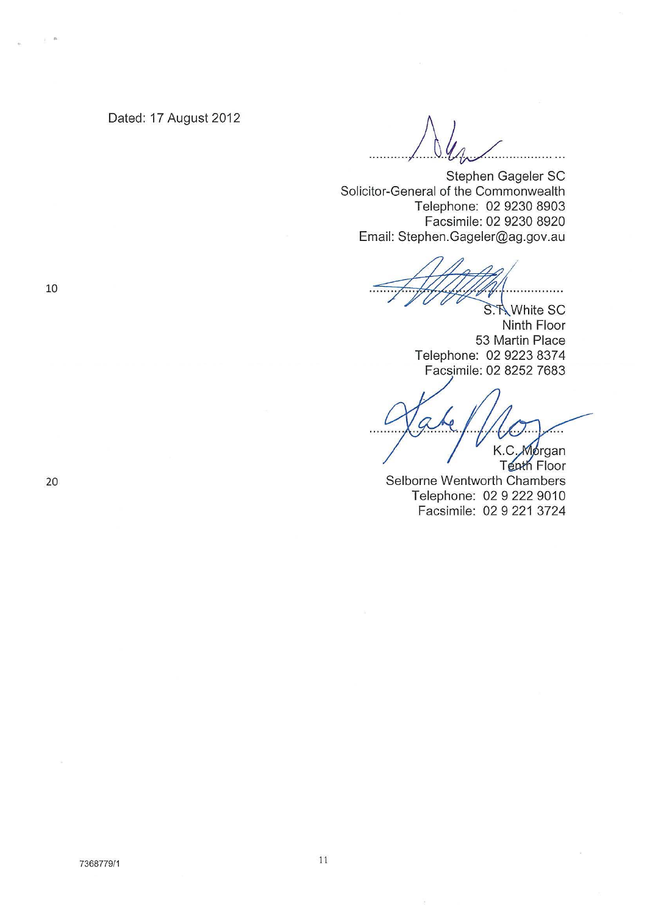Dated: 17 August 2012

..........................................

Stephen Gageler SC
Solicitor-General of the Commonwealth
Telephone: 02 9230 8903
Facsimile: 02 9230 8920
Email: Stephen.Gageler@ag.gov.au

..........................................

S.T. White SC
Ninth Floor
53 Martin Place
Telephone: 02 9223 8374
Facsimile: 02 8252 7683

..........................................

K.C. Morgan
Tenth Floor
Selborne Wentworth Chambers
Telephone: 02 9 222 9010
Facsimile: 02 9 221 3724

7368779/1